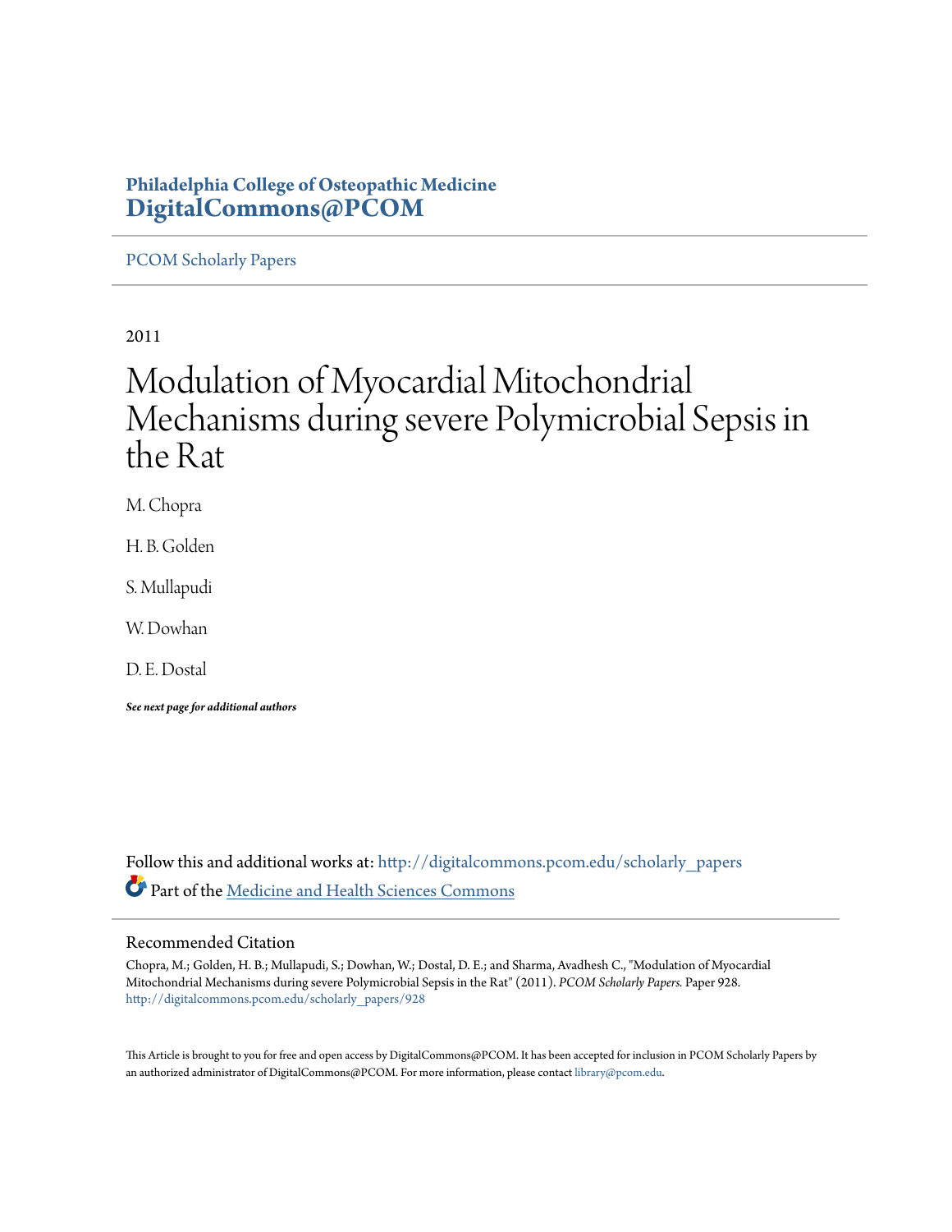**Philadelphia College of Osteopathic Medicine**
**DigitalCommons@PCOM**

PCOM Scholarly Papers

2011

# Modulation of Myocardial Mitochondrial Mechanisms during severe Polymicrobial Sepsis in the Rat

M. Chopra

H. B. Golden

S. Mullapudi

W. Dowhan

D. E. Dostal

***See next page for additional authors***

Follow this and additional works at: http://digitalcommons.pcom.edu/scholarly_papers

Part of the Medicine and Health Sciences Commons

## Recommended Citation

Chopra, M.; Golden, H. B.; Mullapudi, S.; Dowhan, W.; Dostal, D. E.; and Sharma, Avadhesh C., "Modulation of Myocardial Mitochondrial Mechanisms during severe Polymicrobial Sepsis in the Rat" (2011). *PCOM Scholarly Papers.* Paper 928.
http://digitalcommons.pcom.edu/scholarly_papers/928

This Article is brought to you for free and open access by DigitalCommons@PCOM. It has been accepted for inclusion in PCOM Scholarly Papers by an authorized administrator of DigitalCommons@PCOM. For more information, please contact library@pcom.edu.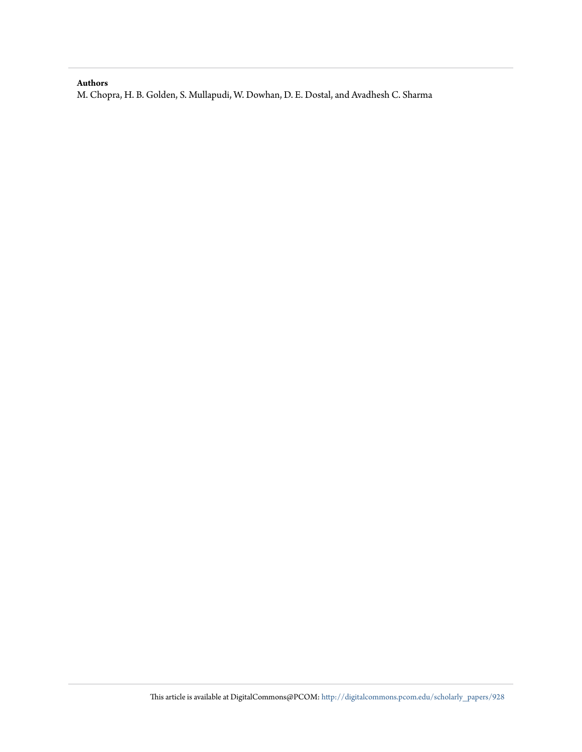**Authors**

M. Chopra, H. B. Golden, S. Mullapudi, W. Dowhan, D. E. Dostal, and Avadhesh C. Sharma

This article is available at DigitalCommons@PCOM: http://digitalcommons.pcom.edu/scholarly_papers/928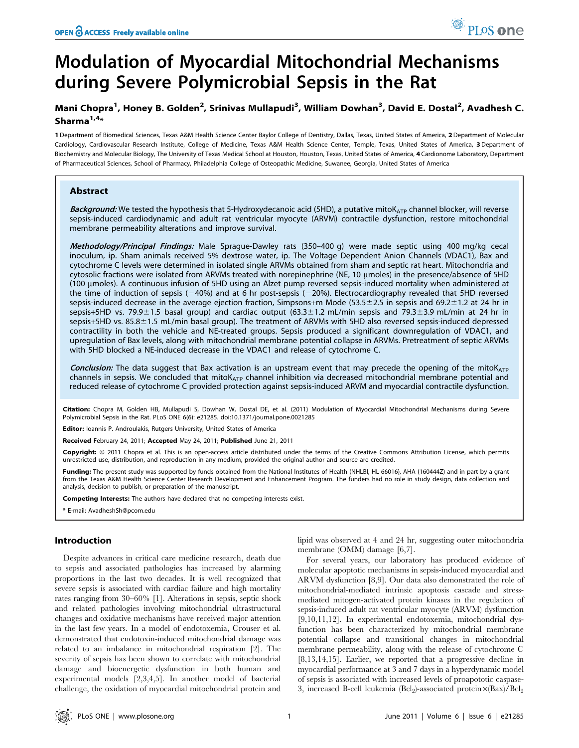# Modulation of Myocardial Mitochondrial Mechanisms during Severe Polymicrobial Sepsis in the Rat

**Mani Chopra[1], Honey B. Golden[2], Srinivas Mullapudi[3], William Dowhan[3], David E. Dostal[2], Avadhesh C. Sharma[1,4]***

**1** Department of Biomedical Sciences, Texas A&M Health Science Center Baylor College of Dentistry, Dallas, Texas, United States of America, **2** Department of Molecular Cardiology, Cardiovascular Research Institute, College of Medicine, Texas A&M Health Science Center, Temple, Texas, United States of America, **3** Department of Biochemistry and Molecular Biology, The University of Texas Medical School at Houston, Houston, Texas, United States of America, **4** Cardionome Laboratory, Department of Pharmaceutical Sciences, School of Pharmacy, Philadelphia College of Osteopathic Medicine, Suwanee, Georgia, United States of America

## Abstract

***Background:*** We tested the hypothesis that 5-Hydroxydecanoic acid (5HD), a putative mito$K_{ATP}$ channel blocker, will reverse sepsis-induced cardiodynamic and adult rat ventricular myocyte (ARVM) contractile dysfunction, restore mitochondrial membrane permeability alterations and improve survival.

***Methodology/Principal Findings:*** Male Sprague-Dawley rats (350–400 g) were made septic using 400 mg/kg cecal inoculum, ip. Sham animals received 5% dextrose water, ip. The Voltage Dependent Anion Channels (VDAC1), Bax and cytochrome C levels were determined in isolated single ARVMs obtained from sham and septic rat heart. Mitochondria and cytosolic fractions were isolated from ARVMs treated with norepinephrine (NE, 10 μmoles) in the presence/absence of 5HD (100 μmoles). A continuous infusion of 5HD using an Alzet pump reversed sepsis-induced mortality when administered at the time of induction of sepsis (−40%) and at 6 hr post-sepsis (−20%). Electrocardiography revealed that 5HD reversed sepsis-induced decrease in the average ejection fraction, Simpsons+m Mode (53.5±2.5 in sepsis and 69.2±1.2 at 24 hr in sepsis+5HD vs. 79.9±1.5 basal group) and cardiac output (63.3±1.2 mL/min sepsis and 79.3±3.9 mL/min at 24 hr in sepsis+5HD vs. 85.8±1.5 mL/min basal group). The treatment of ARVMs with 5HD also reversed sepsis-induced depressed contractility in both the vehicle and NE-treated groups. Sepsis produced a significant downregulation of VDAC1, and upregulation of Bax levels, along with mitochondrial membrane potential collapse in ARVMs. Pretreatment of septic ARVMs with 5HD blocked a NE-induced decrease in the VDAC1 and release of cytochrome C.

***Conclusion:*** The data suggest that Bax activation is an upstream event that may precede the opening of the mito$K_{ATP}$ channels in sepsis. We concluded that mito$K_{ATP}$ channel inhibition via decreased mitochondrial membrane potential and reduced release of cytochrome C provided protection against sepsis-induced ARVM and myocardial contractile dysfunction.

**Citation:** Chopra M, Golden HB, Mullapudi S, Dowhan W, Dostal DE, et al. (2011) Modulation of Myocardial Mitochondrial Mechanisms during Severe Polymicrobial Sepsis in the Rat. PLoS ONE 6(6): e21285. doi:10.1371/journal.pone.0021285

**Editor:** Ioannis P. Androulakis, Rutgers University, United States of America

**Received** February 24, 2011; **Accepted** May 24, 2011; **Published** June 21, 2011

**Copyright:** © 2011 Chopra et al. This is an open-access article distributed under the terms of the Creative Commons Attribution License, which permits unrestricted use, distribution, and reproduction in any medium, provided the original author and source are credited.

**Funding:** The present study was supported by funds obtained from the National Institutes of Health (NHLBI, HL 66016), AHA (160444Z) and in part by a grant from the Texas A&M Health Science Center Research Development and Enhancement Program. The funders had no role in study design, data collection and analysis, decision to publish, or preparation of the manuscript.

**Competing Interests:** The authors have declared that no competing interests exist.

* E-mail: AvadheshSh@pcom.edu

## Introduction

Despite advances in critical care medicine research, death due to sepsis and associated pathologies has increased by alarming proportions in the last two decades. It is well recognized that severe sepsis is associated with cardiac failure and high mortality rates ranging from 30–60% [1]. Alterations in sepsis, septic shock and related pathologies involving mitochondrial ultrastructural changes and oxidative mechanisms have received major attention in the last few years. In a model of endotoxemia, Crouser et al. demonstrated that endotoxin-induced mitochondrial damage was related to an imbalance in mitochondrial respiration [2]. The severity of sepsis has been shown to correlate with mitochondrial damage and bioenergetic dysfunction in both human and experimental models [2,3,4,5]. In another model of bacterial challenge, the oxidation of myocardial mitochondrial protein and lipid was observed at 4 and 24 hr, suggesting outer mitochondria membrane (OMM) damage [6,7].

For several years, our laboratory has produced evidence of molecular apoptotic mechanisms in sepsis-induced myocardial and ARVM dysfunction [8,9]. Our data also demonstrated the role of mitochondrial-mediated intrinsic apoptosis cascade and stress-mediated mitogen-activated protein kinases in the regulation of sepsis-induced adult rat ventricular myocyte (ARVM) dysfunction [9,10,11,12]. In experimental endotoxemia, mitochondrial dysfunction has been characterized by mitochondrial membrane potential collapse and transitional changes in mitochondrial membrane permeability, along with the release of cytochrome C [8,13,14,15]. Earlier, we reported that a progressive decline in myocardial performance at 3 and 7 days in a hyperdynamic model of sepsis is associated with increased levels of proapototic caspase-3, increased B-cell leukemia ($Bcl_2$)-associated protein×(Bax)/$Bcl_2$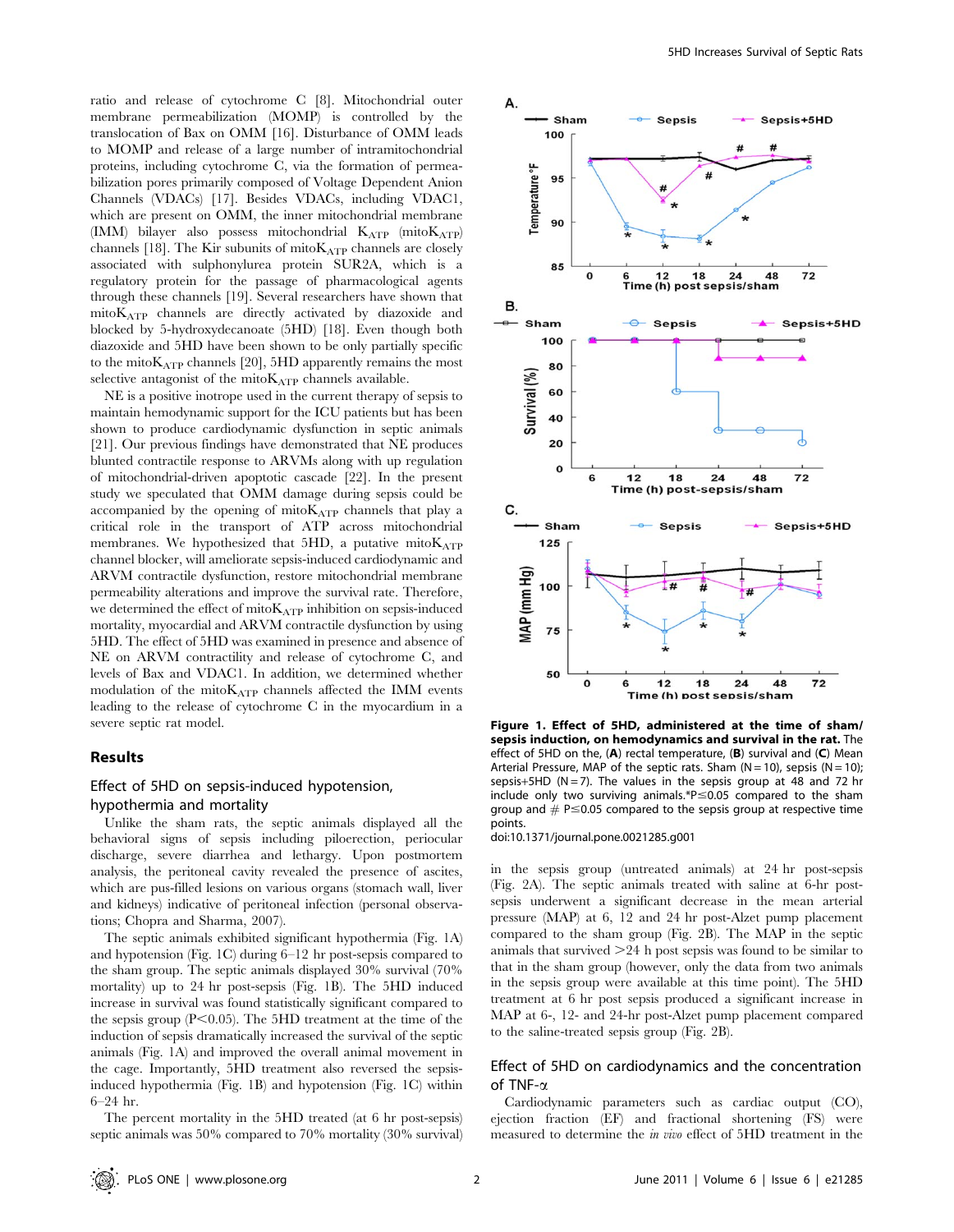ratio and release of cytochrome C [8]. Mitochondrial outer membrane permeabilization (MOMP) is controlled by the translocation of Bax on OMM [16]. Disturbance of OMM leads to MOMP and release of a large number of intramitochondrial proteins, including cytochrome C, via the formation of permeabilization pores primarily composed of Voltage Dependent Anion Channels (VDACs) [17]. Besides VDACs, including VDAC1, which are present on OMM, the inner mitochondrial membrane (IMM) bilayer also possess mitochondrial $K_{ATP}$ (mito$K_{ATP}$) channels [18]. The Kir subunits of mito$K_{ATP}$ channels are closely associated with sulphonylurea protein SUR2A, which is a regulatory protein for the passage of pharmacological agents through these channels [19]. Several researchers have shown that mito$K_{ATP}$ channels are directly activated by diazoxide and blocked by 5-hydroxydecanoate (5HD) [18]. Even though both diazoxide and 5HD have been shown to be only partially specific to the mito$K_{ATP}$ channels [20], 5HD apparently remains the most selective antagonist of the mito$K_{ATP}$ channels available.

NE is a positive inotrope used in the current therapy of sepsis to maintain hemodynamic support for the ICU patients but has been shown to produce cardiodynamic dysfunction in septic animals [21]. Our previous findings have demonstrated that NE produces blunted contractile response to ARVMs along with up regulation of mitochondrial-driven apoptotic cascade [22]. In the present study we speculated that OMM damage during sepsis could be accompanied by the opening of mito$K_{ATP}$ channels that play a critical role in the transport of ATP across mitochondrial membranes. We hypothesized that 5HD, a putative mito$K_{ATP}$ channel blocker, will ameliorate sepsis-induced cardiodynamic and ARVM contractile dysfunction, restore mitochondrial membrane permeability alterations and improve the survival rate. Therefore, we determined the effect of mito$K_{ATP}$ inhibition on sepsis-induced mortality, myocardial and ARVM contractile dysfunction by using 5HD. The effect of 5HD was examined in presence and absence of NE on ARVM contractility and release of cytochrome C, and levels of Bax and VDAC1. In addition, we determined whether modulation of the mito$K_{ATP}$ channels affected the IMM events leading to the release of cytochrome C in the myocardium in a severe septic rat model.

## Results

### Effect of 5HD on sepsis-induced hypotension, hypothermia and mortality

Unlike the sham rats, the septic animals displayed all the behavioral signs of sepsis including piloerection, periocular discharge, severe diarrhea and lethargy. Upon postmortem analysis, the peritoneal cavity revealed the presence of ascites, which are pus-filled lesions on various organs (stomach wall, liver and kidneys) indicative of peritoneal infection (personal observations; Chopra and Sharma, 2007).

The septic animals exhibited significant hypothermia (Fig. 1A) and hypotension (Fig. 1C) during 6–12 hr post-sepsis compared to the sham group. The septic animals displayed 30% survival (70% mortality) up to 24 hr post-sepsis (Fig. 1B). The 5HD induced increase in survival was found statistically significant compared to the sepsis group (P<0.05). The 5HD treatment at the time of the induction of sepsis dramatically increased the survival of the septic animals (Fig. 1A) and improved the overall animal movement in the cage. Importantly, 5HD treatment also reversed the sepsis-induced hypothermia (Fig. 1B) and hypotension (Fig. 1C) within 6–24 hr.

The percent mortality in the 5HD treated (at 6 hr post-sepsis) septic animals was 50% compared to 70% mortality (30% survival) in the sepsis group (untreated animals) at 24 hr post-sepsis (Fig. 2A). The septic animals treated with saline at 6-hr post-sepsis underwent a significant decrease in the mean arterial pressure (MAP) at 6, 12 and 24 hr post-Alzet pump placement compared to the sham group (Fig. 2B). The MAP in the septic animals that survived >24 h post sepsis was found to be similar to that in the sham group (however, only the data from two animals in the sepsis group were available at this time point). The 5HD treatment at 6 hr post sepsis produced a significant increase in MAP at 6-, 12- and 24-hr post-Alzet pump placement compared to the saline-treated sepsis group (Fig. 2B).

**Figure 1. Effect of 5HD, administered at the time of sham/sepsis induction, on hemodynamics and survival in the rat.** The effect of 5HD on the, (**A**) rectal temperature, (**B**) survival and (**C**) Mean Arterial Pressure, MAP of the septic rats. Sham (N = 10), sepsis (N = 10); sepsis+5HD (N = 7). The values in the sepsis group at 48 and 72 hr include only two surviving animals.*P≤0.05 compared to the sham group and # P≤0.05 compared to the sepsis group at respective time points.
doi:10.1371/journal.pone.0021285.g001

### Effect of 5HD on cardiodynamics and the concentration of TNF-α

Cardiodynamic parameters such as cardiac output (CO), ejection fraction (EF) and fractional shortening (FS) were measured to determine the *in vivo* effect of 5HD treatment in the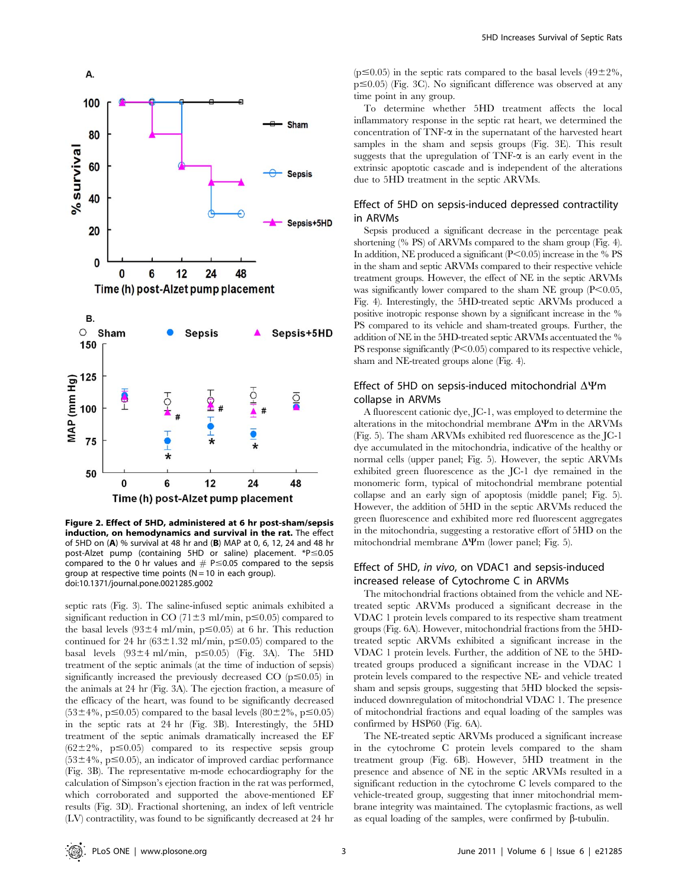**Figure 2. Effect of 5HD, administered at 6 hr post-sham/sepsis induction, on hemodynamics and survival in the rat.** The effect of 5HD on (**A**) % survival at 48 hr and (**B**) MAP at 0, 6, 12, 24 and 48 hr post-Alzet pump (containing 5HD or saline) placement. *P≤0.05 compared to the 0 hr values and # P≤0.05 compared to the sepsis group at respective time points (N = 10 in each group).
doi:10.1371/journal.pone.0021285.g002

septic rats (Fig. 3). The saline-infused septic animals exhibited a significant reduction in CO (71±3 ml/min, p≤0.05) compared to the basal levels (93±4 ml/min, p≤0.05) at 6 hr. This reduction continued for 24 hr (63±1.32 ml/min, p≤0.05) compared to the basal levels (93±4 ml/min, p≤0.05) (Fig. 3A). The 5HD treatment of the septic animals (at the time of induction of sepsis) significantly increased the previously decreased CO (p≤0.05) in the animals at 24 hr (Fig. 3A). The ejection fraction, a measure of the efficacy of the heart, was found to be significantly decreased (53±4%, p≤0.05) compared to the basal levels (80±2%, p≤0.05) in the septic rats at 24 hr (Fig. 3B). Interestingly, the 5HD treatment of the septic animals dramatically increased the EF (62±2%, p≤0.05) compared to its respective sepsis group (53±4%, p≤0.05), an indicator of improved cardiac performance (Fig. 3B). The representative m-mode echocardiography for the calculation of Simpson's ejection fraction in the rat was performed, which corroborated and supported the above-mentioned EF results (Fig. 3D). Fractional shortening, an index of left ventricle (LV) contractility, was found to be significantly decreased at 24 hr (p≤0.05) in the septic rats compared to the basal levels (49±2%, p≤0.05) (Fig. 3C). No significant difference was observed at any time point in any group.

To determine whether 5HD treatment affects the local inflammatory response in the septic rat heart, we determined the concentration of TNF-α in the supernatant of the harvested heart samples in the sham and sepsis groups (Fig. 3E). This result suggests that the upregulation of TNF-α is an early event in the extrinsic apoptotic cascade and is independent of the alterations due to 5HD treatment in the septic ARVMs.

## Effect of 5HD on sepsis-induced depressed contractility in ARVMs

Sepsis produced a significant decrease in the percentage peak shortening (% PS) of ARVMs compared to the sham group (Fig. 4). In addition, NE produced a significant (P<0.05) increase in the % PS in the sham and septic ARVMs compared to their respective vehicle treatment groups. However, the effect of NE in the septic ARVMs was significantly lower compared to the sham NE group (P<0.05, Fig. 4). Interestingly, the 5HD-treated septic ARVMs produced a positive inotropic response shown by a significant increase in the % PS compared to its vehicle and sham-treated groups. Further, the addition of NE in the 5HD-treated septic ARVMs accentuated the % PS response significantly (P<0.05) compared to its respective vehicle, sham and NE-treated groups alone (Fig. 4).

## Effect of 5HD on sepsis-induced mitochondrial ΔΨm collapse in ARVMs

A fluorescent cationic dye, JC-1, was employed to determine the alterations in the mitochondrial membrane ΔΨm in the ARVMs (Fig. 5). The sham ARVMs exhibited red fluorescence as the JC-1 dye accumulated in the mitochondria, indicative of the healthy or normal cells (upper panel; Fig. 5). However, the septic ARVMs exhibited green fluorescence as the JC-1 dye remained in the monomeric form, typical of mitochondrial membrane potential collapse and an early sign of apoptosis (middle panel; Fig. 5). However, the addition of 5HD in the septic ARVMs reduced the green fluorescence and exhibited more red fluorescent aggregates in the mitochondria, suggesting a restorative effort of 5HD on the mitochondrial membrane ΔΨm (lower panel; Fig. 5).

## Effect of 5HD, *in vivo*, on VDAC1 and sepsis-induced increased release of Cytochrome C in ARVMs

The mitochondrial fractions obtained from the vehicle and NE-treated septic ARVMs produced a significant decrease in the VDAC 1 protein levels compared to its respective sham treatment groups (Fig. 6A). However, mitochondrial fractions from the 5HD-treated septic ARVMs exhibited a significant increase in the VDAC 1 protein levels. Further, the addition of NE to the 5HD-treated groups produced a significant increase in the VDAC 1 protein levels compared to the respective NE- and vehicle treated sham and sepsis groups, suggesting that 5HD blocked the sepsis-induced downregulation of mitochondrial VDAC 1. The presence of mitochondrial fractions and equal loading of the samples was confirmed by HSP60 (Fig. 6A).

The NE-treated septic ARVMs produced a significant increase in the cytochrome C protein levels compared to the sham treatment group (Fig. 6B). However, 5HD treatment in the presence and absence of NE in the septic ARVMs resulted in a significant reduction in the cytochrome C levels compared to the vehicle-treated group, suggesting that inner mitochondrial membrane integrity was maintained. The cytoplasmic fractions, as well as equal loading of the samples, were confirmed by β-tubulin.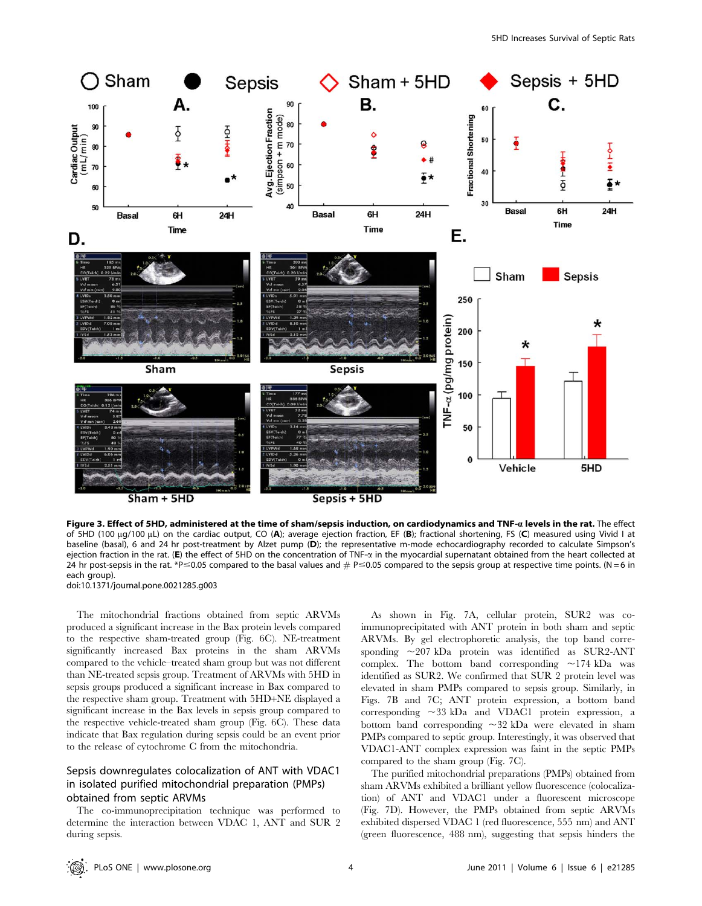**Figure 3. Effect of 5HD, administered at the time of sham/sepsis induction, on cardiodynamics and TNF-α levels in the rat.** The effect of 5HD (100 µg/100 µL) on the cardiac output, CO (**A**); average ejection fraction, EF (**B**); fractional shortening, FS (**C**) measured using Vivid I at baseline (basal), 6 and 24 hr post-treatment by Alzet pump (**D**); the representative m-mode echocardiography recorded to calculate Simpson's ejection fraction in the rat. (**E**) the effect of 5HD on the concentration of TNF-α in the myocardial supernatant obtained from the heart collected at 24 hr post-sepsis in the rat. *P≤0.05 compared to the basal values and # P≤0.05 compared to the sepsis group at respective time points. (N = 6 in each group).
doi:10.1371/journal.pone.0021285.g003

The mitochondrial fractions obtained from septic ARVMs produced a significant increase in the Bax protein levels compared to the respective sham-treated group (Fig. 6C). NE-treatment significantly increased Bax proteins in the sham ARVMs compared to the vehicle–treated sham group but was not different than NE-treated sepsis group. Treatment of ARVMs with 5HD in sepsis groups produced a significant increase in Bax compared to the respective sham group. Treatment with 5HD+NE displayed a significant increase in the Bax levels in sepsis group compared to the respective vehicle-treated sham group (Fig. 6C). These data indicate that Bax regulation during sepsis could be an event prior to the release of cytochrome C from the mitochondria.

## Sepsis downregulates colocalization of ANT with VDAC1 in isolated purified mitochondrial preparation (PMPs) obtained from septic ARVMs

The co-immunoprecipitation technique was performed to determine the interaction between VDAC 1, ANT and SUR 2 during sepsis.

As shown in Fig. 7A, cellular protein, SUR2 was co-immunoprecipitated with ANT protein in both sham and septic ARVMs. By gel electrophoretic analysis, the top band corresponding ~207 kDa protein was identified as SUR2-ANT complex. The bottom band corresponding ~174 kDa was identified as SUR2. We confirmed that SUR 2 protein level was elevated in sham PMPs compared to sepsis group. Similarly, in Figs. 7B and 7C; ANT protein expression, a bottom band corresponding ~33 kDa and VDAC1 protein expression, a bottom band corresponding ~32 kDa were elevated in sham PMPs compared to septic group. Interestingly, it was observed that VDAC1-ANT complex expression was faint in the septic PMPs compared to the sham group (Fig. 7C).

The purified mitochondrial preparations (PMPs) obtained from sham ARVMs exhibited a brilliant yellow fluorescence (colocalization) of ANT and VDAC1 under a fluorescent microscope (Fig. 7D). However, the PMPs obtained from septic ARVMs exhibited dispersed VDAC 1 (red fluorescence, 555 nm) and ANT (green fluorescence, 488 nm), suggesting that sepsis hinders the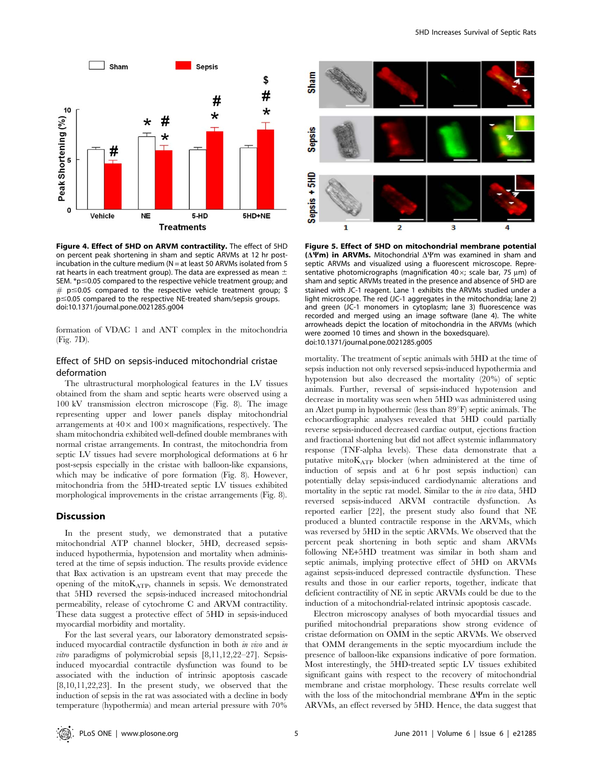**Figure 4. Effect of 5HD on ARVM contractility.** The effect of 5HD on percent peak shortening in sham and septic ARVMs at 12 hr post-incubation in the culture medium (N = at least 50 ARVMs isolated from 5 rat hearts in each treatment group). The data are expressed as mean ± SEM. *p≤0.05 compared to the respective vehicle treatment group; and # p≤0.05 compared to the respective vehicle treatment group; $ p≤0.05 compared to the respective NE-treated sham/sepsis groups.
doi:10.1371/journal.pone.0021285.g004

**Figure 5. Effect of 5HD on mitochondrial membrane potential (ΔΨm) in ARVMs.** Mitochondrial ΔΨm was examined in sham and septic ARVMs and visualized using a fluorescent microscope. Representative photomicrographs (magnification 40×; scale bar, 75 µm) of sham and septic ARVMs treated in the presence and absence of 5HD are stained with JC-1 reagent. Lane 1 exhibits the ARVMs studied under a light microscope. The red (JC-1 aggregates in the mitochondria; lane 2) and green (JC-1 monomers in cytoplasm; lane 3) fluorescence was recorded and merged using an image software (lane 4). The white arrowheads depict the location of mitochondria in the ARVMs (which were zoomed 10 times and shown in the boxedsquare).
doi:10.1371/journal.pone.0021285.g005

formation of VDAC 1 and ANT complex in the mitochondria (Fig. 7D).

### Effect of 5HD on sepsis-induced mitochondrial cristae deformation

The ultrastructural morphological features in the LV tissues obtained from the sham and septic hearts were observed using a 100 kV transmission electron microscope (Fig. 8). The image representing upper and lower panels display mitochondrial arrangements at 40× and 100× magnifications, respectively. The sham mitochondria exhibited well-defined double membranes with normal cristae arrangements. In contrast, the mitochondria from septic LV tissues had severe morphological deformations at 6 hr post-sepsis especially in the cristae with balloon-like expansions, which may be indicative of pore formation (Fig. 8). However, mitochondria from the 5HD-treated septic LV tissues exhibited morphological improvements in the cristae arrangements (Fig. 8).

## Discussion

In the present study, we demonstrated that a putative mitochondrial ATP channel blocker, 5HD, decreased sepsis-induced hypothermia, hypotension and mortality when administered at the time of sepsis induction. The results provide evidence that Bax activation is an upstream event that may precede the opening of the mito$K_{ATP}$, channels in sepsis. We demonstrated that 5HD reversed the sepsis-induced increased mitochondrial permeability, release of cytochrome C and ARVM contractility. These data suggest a protective effect of 5HD in sepsis-induced myocardial morbidity and mortality.

For the last several years, our laboratory demonstrated sepsis-induced myocardial contractile dysfunction in both *in vivo* and *in vitro* paradigms of polymicrobial sepsis [8,11,12,22–27]. Sepsis-induced myocardial contractile dysfunction was found to be associated with the induction of intrinsic apoptosis cascade [8,10,11,22,23]. In the present study, we observed that the induction of sepsis in the rat was associated with a decline in body temperature (hypothermia) and mean arterial pressure with 70% mortality. The treatment of septic animals with 5HD at the time of sepsis induction not only reversed sepsis-induced hypothermia and hypotension but also decreased the mortality (20%) of septic animals. Further, reversal of sepsis-induced hypotension and decrease in mortality was seen when 5HD was administered using an Alzet pump in hypothermic (less than 89°F) septic animals. The echocardiographic analyses revealed that 5HD could partially reverse sepsis-induced decreased cardiac output, ejections fraction and fractional shortening but did not affect systemic inflammatory response (TNF-alpha levels). These data demonstrate that a putative mito$K_{ATP}$ blocker (when administered at the time of induction of sepsis and at 6 hr post sepsis induction) can potentially delay sepsis-induced cardiodynamic alterations and mortality in the septic rat model. Similar to the *in vivo* data, 5HD reversed sepsis-induced ARVM contractile dysfunction. As reported earlier [22], the present study also found that NE produced a blunted contractile response in the ARVMs, which was reversed by 5HD in the septic ARVMs. We observed that the percent peak shortening in both septic and sham ARVMs following NE+5HD treatment was similar in both sham and septic animals, implying protective effect of 5HD on ARVMs against sepsis-induced depressed contractile dysfunction. These results and those in our earlier reports, together, indicate that deficient contractility of NE in septic ARVMs could be due to the induction of a mitochondrial-related intrinsic apoptosis cascade.

Electron microscopy analyses of both myocardial tissues and purified mitochondrial preparations show strong evidence of cristae deformation on OMM in the septic ARVMs. We observed that OMM derangements in the septic myocardium include the presence of balloon-like expansions indicative of pore formation. Most interestingly, the 5HD-treated septic LV tissues exhibited significant gains with respect to the recovery of mitochondrial membrane and cristae morphology. These results correlate well with the loss of the mitochondrial membrane ΔΨm in the septic ARVMs, an effect reversed by 5HD. Hence, the data suggest that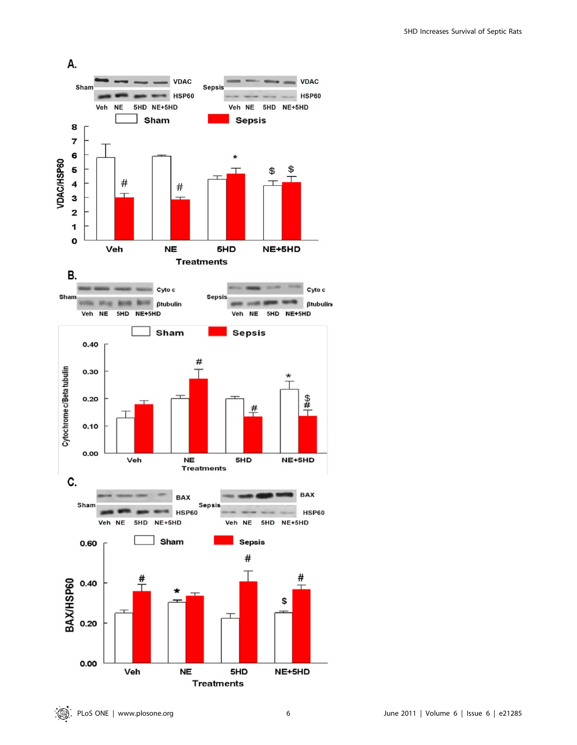A.

Sham: VDAC, HSP60 — Veh, NE, 5HD, NE+5HD

Sepsis: VDAC, HSP60 — Veh, NE, 5HD, NE+5HD

Sham | Sepsis

VDAC/HSP60

Veh, NE, 5HD, NE+5HD

Treatments

B.

Sham: Cyto c, βtubulin — Veh, NE, 5HD, NE+5HD

Sepsis: Cyto c, βtubulin — Veh, NE, 5HD, NE+5HD

Sham | Sepsis

Cytochrome c/Beta tubulin

Veh, NE, 5HD, NE+5HD

Treatments

C.

Sham: BAX, HSP60 — Veh, NE, 5HD, NE+5HD

Sepsis: BAX, HSP60 — Veh, NE, 5HD, NE+5HD

Sham | Sepsis

BAX/HSP60

Veh, NE, 5HD, NE+5HD

Treatments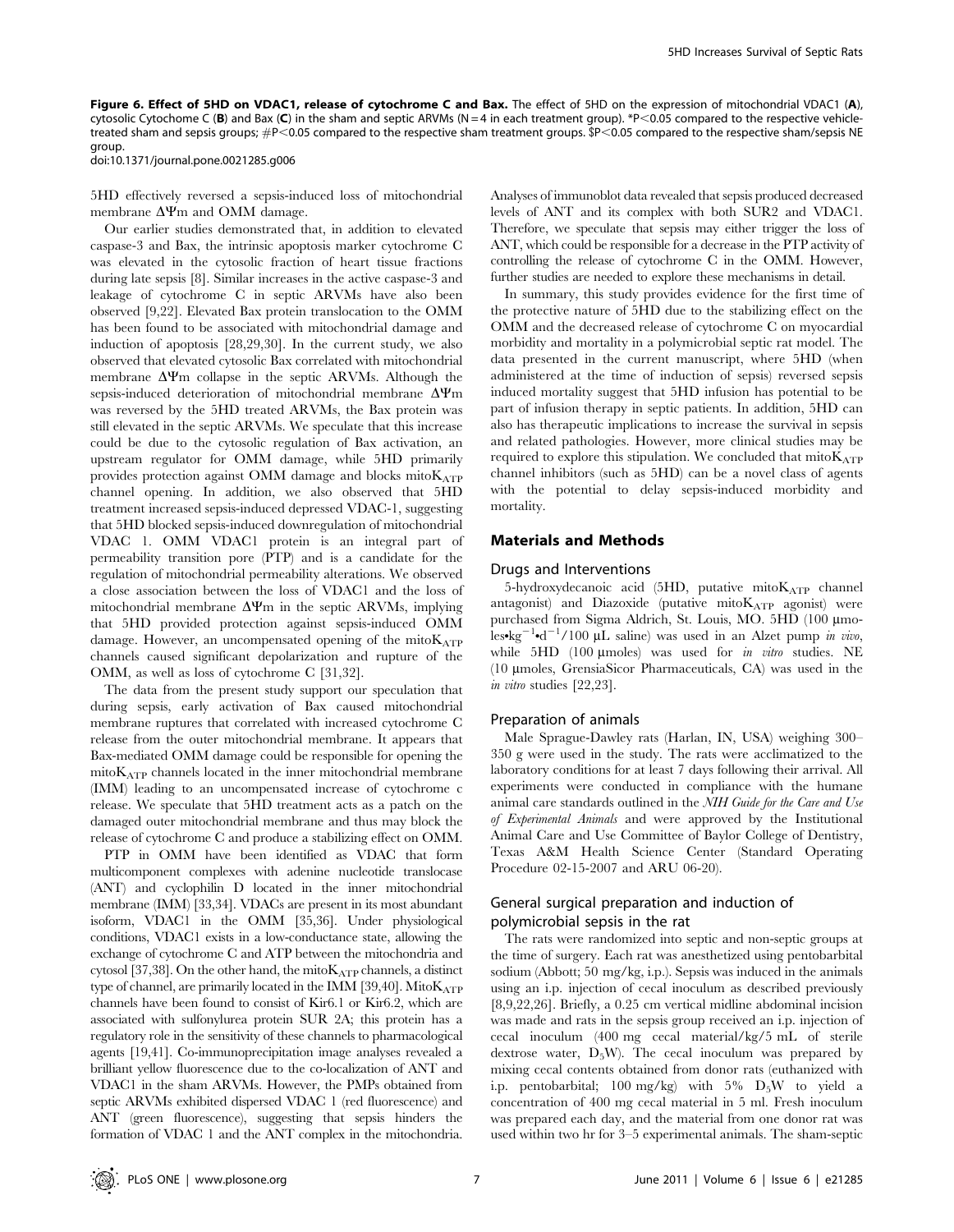**Figure 6. Effect of 5HD on VDAC1, release of cytochrome C and Bax.** The effect of 5HD on the expression of mitochondrial VDAC1 (**A**), cytosolic Cytochome C (**B**) and Bax (**C**) in the sham and septic ARVMs (N = 4 in each treatment group). *P<0.05 compared to the respective vehicle-treated sham and sepsis groups; #P<0.05 compared to the respective sham treatment groups. $P<0.05 compared to the respective sham/sepsis NE group.

doi:10.1371/journal.pone.0021285.g006

5HD effectively reversed a sepsis-induced loss of mitochondrial membrane $\Delta\Psi m$ and OMM damage.

Our earlier studies demonstrated that, in addition to elevated caspase-3 and Bax, the intrinsic apoptosis marker cytochrome C was elevated in the cytosolic fraction of heart tissue fractions during late sepsis [8]. Similar increases in the active caspase-3 and leakage of cytochrome C in septic ARVMs have also been observed [9,22]. Elevated Bax protein translocation to the OMM has been found to be associated with mitochondrial damage and induction of apoptosis [28,29,30]. In the current study, we also observed that elevated cytosolic Bax correlated with mitochondrial membrane $\Delta\Psi m$ collapse in the septic ARVMs. Although the sepsis-induced deterioration of mitochondrial membrane $\Delta\Psi m$ was reversed by the 5HD treated ARVMs, the Bax protein was still elevated in the septic ARVMs. We speculate that this increase could be due to the cytosolic regulation of Bax activation, an upstream regulator for OMM damage, while 5HD primarily provides protection against OMM damage and blocks mito$K_{ATP}$ channel opening. In addition, we also observed that 5HD treatment increased sepsis-induced depressed VDAC-1, suggesting that 5HD blocked sepsis-induced downregulation of mitochondrial VDAC 1. OMM VDAC1 protein is an integral part of permeability transition pore (PTP) and is a candidate for the regulation of mitochondrial permeability alterations. We observed a close association between the loss of VDAC1 and the loss of mitochondrial membrane $\Delta\Psi m$ in the septic ARVMs, implying that 5HD provided protection against sepsis-induced OMM damage. However, an uncompensated opening of the mito$K_{ATP}$ channels caused significant depolarization and rupture of the OMM, as well as loss of cytochrome C [31,32].

The data from the present study support our speculation that during sepsis, early activation of Bax caused mitochondrial membrane ruptures that correlated with increased cytochrome C release from the outer mitochondrial membrane. It appears that Bax-mediated OMM damage could be responsible for opening the mito$K_{ATP}$ channels located in the inner mitochondrial membrane (IMM) leading to an uncompensated increase of cytochrome c release. We speculate that 5HD treatment acts as a patch on the damaged outer mitochondrial membrane and thus may block the release of cytochrome C and produce a stabilizing effect on OMM.

PTP in OMM have been identified as VDAC that form multicomponent complexes with adenine nucleotide translocase (ANT) and cyclophilin D located in the inner mitochondrial membrane (IMM) [33,34]. VDACs are present in its most abundant isoform, VDAC1 in the OMM [35,36]. Under physiological conditions, VDAC1 exists in a low-conductance state, allowing the exchange of cytochrome C and ATP between the mitochondria and cytosol [37,38]. On the other hand, the mito$K_{ATP}$ channels, a distinct type of channel, are primarily located in the IMM [39,40]. Mito$K_{ATP}$ channels have been found to consist of Kir6.1 or Kir6.2, which are associated with sulfonylurea protein SUR 2A; this protein has a regulatory role in the sensitivity of these channels to pharmacological agents [19,41]. Co-immunoprecipitation image analyses revealed a brilliant yellow fluorescence due to the co-localization of ANT and VDAC1 in the sham ARVMs. However, the PMPs obtained from septic ARVMs exhibited dispersed VDAC 1 (red fluorescence) and ANT (green fluorescence), suggesting that sepsis hinders the formation of VDAC 1 and the ANT complex in the mitochondria. Analyses of immunoblot data revealed that sepsis produced decreased levels of ANT and its complex with both SUR2 and VDAC1. Therefore, we speculate that sepsis may either trigger the loss of ANT, which could be responsible for a decrease in the PTP activity of controlling the release of cytochrome C in the OMM. However, further studies are needed to explore these mechanisms in detail.

In summary, this study provides evidence for the first time of the protective nature of 5HD due to the stabilizing effect on the OMM and the decreased release of cytochrome C on myocardial morbidity and mortality in a polymicrobial septic rat model. The data presented in the current manuscript, where 5HD (when administered at the time of induction of sepsis) reversed sepsis induced mortality suggest that 5HD infusion has potential to be part of infusion therapy in septic patients. In addition, 5HD can also has therapeutic implications to increase the survival in sepsis and related pathologies. However, more clinical studies may be required to explore this stipulation. We concluded that mito$K_{ATP}$ channel inhibitors (such as 5HD) can be a novel class of agents with the potential to delay sepsis-induced morbidity and mortality.

## Materials and Methods

### Drugs and Interventions

5-hydroxydecanoic acid (5HD, putative mito$K_{ATP}$ channel antagonist) and Diazoxide (putative mito$K_{ATP}$ agonist) were purchased from Sigma Aldrich, St. Louis, MO. 5HD (100 µmoles•$kg^{-1}$•$d^{-1}$/100 µL saline) was used in an Alzet pump *in vivo*, while 5HD (100 µmoles) was used for *in vitro* studies. NE (10 µmoles, GrensiaSicor Pharmaceuticals, CA) was used in the *in vitro* studies [22,23].

### Preparation of animals

Male Sprague-Dawley rats (Harlan, IN, USA) weighing 300–350 g were used in the study. The rats were acclimatized to the laboratory conditions for at least 7 days following their arrival. All experiments were conducted in compliance with the humane animal care standards outlined in the *NIH Guide for the Care and Use of Experimental Animals* and were approved by the Institutional Animal Care and Use Committee of Baylor College of Dentistry, Texas A&M Health Science Center (Standard Operating Procedure 02-15-2007 and ARU 06-20).

### General surgical preparation and induction of polymicrobial sepsis in the rat

The rats were randomized into septic and non-septic groups at the time of surgery. Each rat was anesthetized using pentobarbital sodium (Abbott; 50 mg/kg, i.p.). Sepsis was induced in the animals using an i.p. injection of cecal inoculum as described previously [8,9,22,26]. Briefly, a 0.25 cm vertical midline abdominal incision was made and rats in the sepsis group received an i.p. injection of cecal inoculum (400 mg cecal material/kg/5 mL of sterile dextrose water, $D_5W$). The cecal inoculum was prepared by mixing cecal contents obtained from donor rats (euthanized with i.p. pentobarbital; 100 mg/kg) with 5% $D_5W$ to yield a concentration of 400 mg cecal material in 5 ml. Fresh inoculum was prepared each day, and the material from one donor rat was used within two hr for 3–5 experimental animals. The sham-septic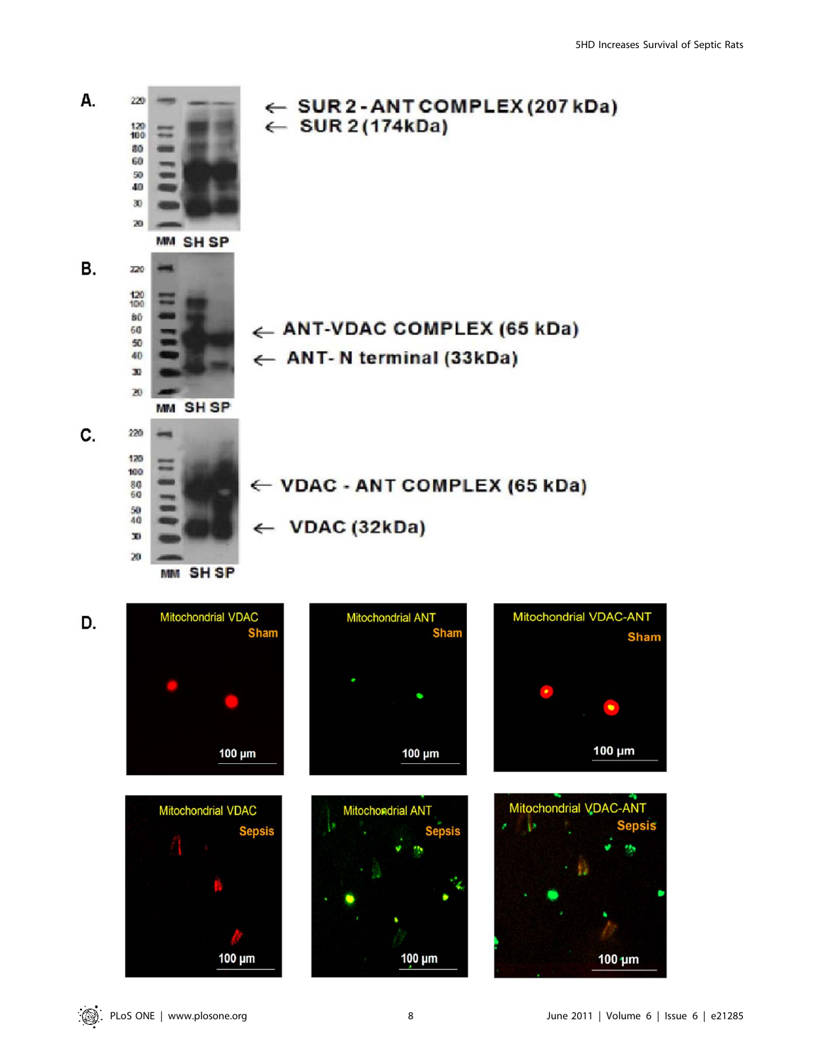A.

220, 120, 100, 80, 60, 50, 40, 30, 20

MM SH SP

← SUR 2 - ANT COMPLEX (207 kDa)

← SUR 2 (174kDa)

B.

220, 120, 100, 80, 60, 50, 40, 30, 20

MM SH SP

← ANT-VDAC COMPLEX (65 kDa)

← ANT- N terminal (33kDa)

C.

220, 120, 100, 80, 60, 50, 40, 30, 20

MM SH SP

← VDAC - ANT COMPLEX (65 kDa)

← VDAC (32kDa)

D.

Mitochondrial VDAC, Sham, 100 µm

Mitochondrial ANT, Sham, 100 µm

Mitochondrial VDAC-ANT, Sham, 100 µm

Mitochondrial VDAC, Sepsis, 100 µm

Mitochondrial ANT, Sepsis, 100 µm

Mitochondrial VDAC-ANT, Sepsis, 100 µm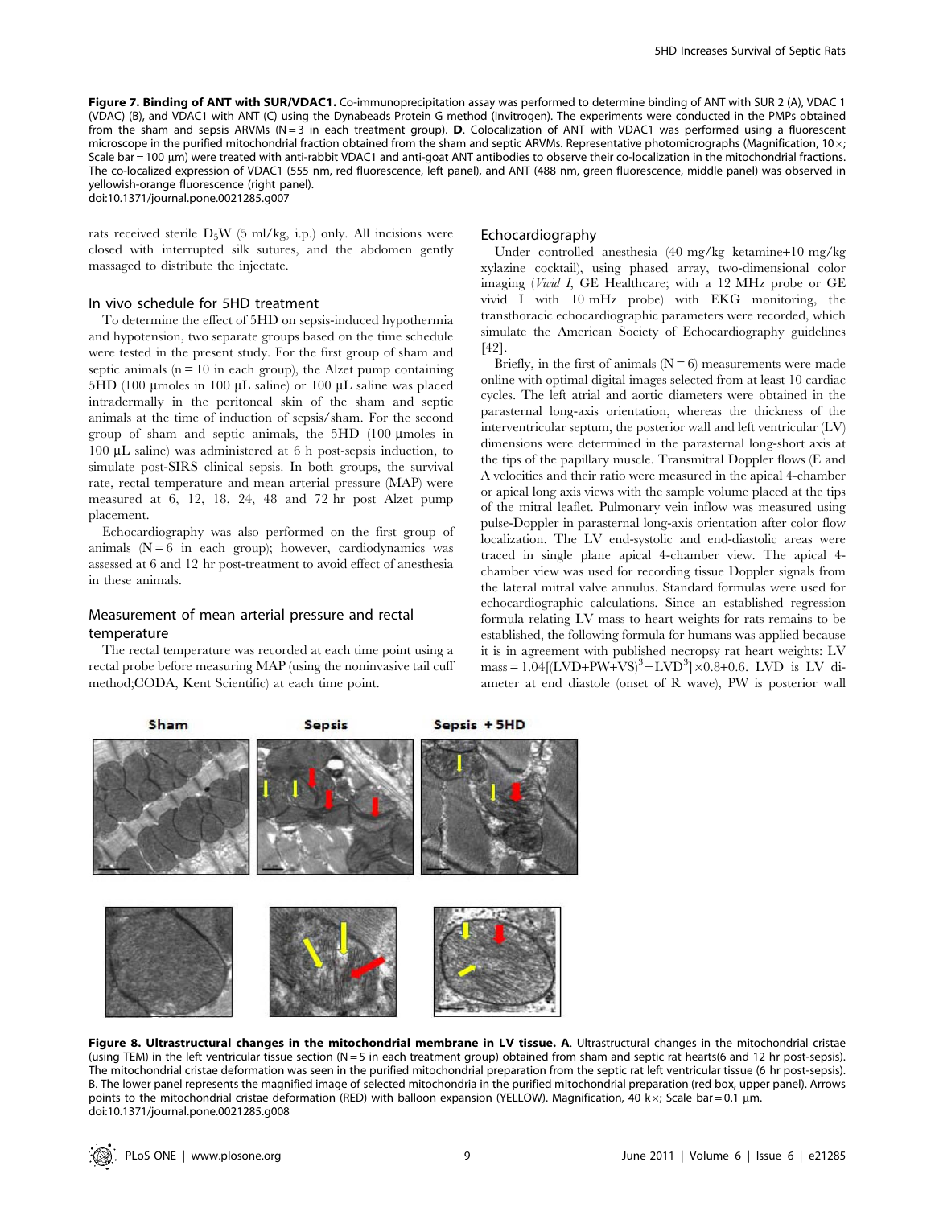**Figure 7. Binding of ANT with SUR/VDAC1.** Co-immunoprecipitation assay was performed to determine binding of ANT with SUR 2 (A), VDAC 1 (VDAC) (B), and VDAC1 with ANT (C) using the Dynabeads Protein G method (Invitrogen). The experiments were conducted in the PMPs obtained from the sham and sepsis ARVMs (N = 3 in each treatment group). **D**. Colocalization of ANT with VDAC1 was performed using a fluorescent microscope in the purified mitochondrial fraction obtained from the sham and septic ARVMs. Representative photomicrographs (Magnification, 10×; Scale bar = 100 μm) were treated with anti-rabbit VDAC1 and anti-goat ANT antibodies to observe their co-localization in the mitochondrial fractions. The co-localized expression of VDAC1 (555 nm, red fluorescence, left panel), and ANT (488 nm, green fluorescence, middle panel) was observed in yellowish-orange fluorescence (right panel).
doi:10.1371/journal.pone.0021285.g007

rats received sterile $D_5W$ (5 ml/kg, i.p.) only. All incisions were closed with interrupted silk sutures, and the abdomen gently massaged to distribute the injectate.

### In vivo schedule for 5HD treatment

To determine the effect of 5HD on sepsis-induced hypothermia and hypotension, two separate groups based on the time schedule were tested in the present study. For the first group of sham and septic animals (n = 10 in each group), the Alzet pump containing 5HD (100 μmoles in 100 μL saline) or 100 μL saline was placed intradermally in the peritoneal skin of the sham and septic animals at the time of induction of sepsis/sham. For the second group of sham and septic animals, the 5HD (100 μmoles in 100 μL saline) was administered at 6 h post-sepsis induction, to simulate post-SIRS clinical sepsis. In both groups, the survival rate, rectal temperature and mean arterial pressure (MAP) were measured at 6, 12, 18, 24, 48 and 72 hr post Alzet pump placement.

Echocardiography was also performed on the first group of animals (N = 6 in each group); however, cardiodynamics was assessed at 6 and 12 hr post-treatment to avoid effect of anesthesia in these animals.

### Measurement of mean arterial pressure and rectal temperature

The rectal temperature was recorded at each time point using a rectal probe before measuring MAP (using the noninvasive tail cuff method;CODA, Kent Scientific) at each time point.

### Echocardiography

Under controlled anesthesia (40 mg/kg ketamine+10 mg/kg xylazine cocktail), using phased array, two-dimensional color imaging (*Vivid I*, GE Healthcare; with a 12 MHz probe or GE vivid I with 10 mHz probe) with EKG monitoring, the transthoracic echocardiographic parameters were recorded, which simulate the American Society of Echocardiography guidelines [42].

Briefly, in the first of animals (N = 6) measurements were made online with optimal digital images selected from at least 10 cardiac cycles. The left atrial and aortic diameters were obtained in the parasternal long-axis orientation, whereas the thickness of the interventricular septum, the posterior wall and left ventricular (LV) dimensions were determined in the parasternal long-short axis at the tips of the papillary muscle. Transmitral Doppler flows (E and A velocities and their ratio were measured in the apical 4-chamber or apical long axis views with the sample volume placed at the tips of the mitral leaflet. Pulmonary vein inflow was measured using pulse-Doppler in parasternal long-axis orientation after color flow localization. The LV end-systolic and end-diastolic areas were traced in single plane apical 4-chamber view. The apical 4-chamber view was used for recording tissue Doppler signals from the lateral mitral valve annulus. Standard formulas were used for echocardiographic calculations. Since an established regression formula relating LV mass to heart weights for rats remains to be established, the following formula for humans was applied because it is in agreement with published necropsy rat heart weights: LV mass = $1.04[(\text{LVD}+\text{PW}+\text{VS})^3-\text{LVD}^3]\times0.8+0.6$. LVD is LV diameter at end diastole (onset of R wave), PW is posterior wall

**Figure 8. Ultrastructural changes in the mitochondrial membrane in LV tissue. A**. Ultrastructural changes in the mitochondrial cristae (using TEM) in the left ventricular tissue section (N = 5 in each treatment group) obtained from sham and septic rat hearts(6 and 12 hr post-sepsis). The mitochondrial cristae deformation was seen in the purified mitochondrial preparation from the septic rat left ventricular tissue (6 hr post-sepsis). B. The lower panel represents the magnified image of selected mitochondria in the purified mitochondrial preparation (red box, upper panel). Arrows points to the mitochondrial cristae deformation (RED) with balloon expansion (YELLOW). Magnification, 40 k×; Scale bar = 0.1 μm.
doi:10.1371/journal.pone.0021285.g008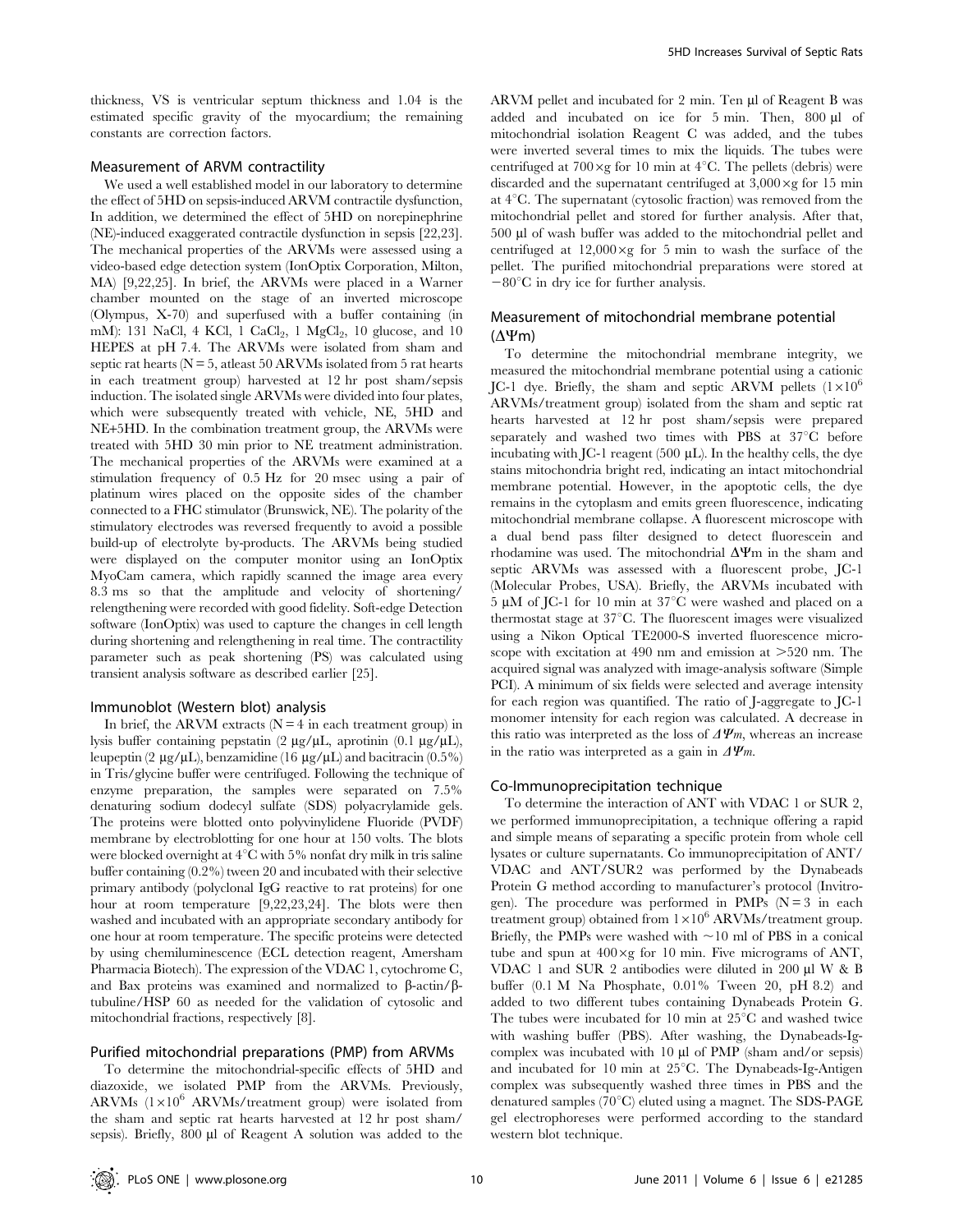thickness, VS is ventricular septum thickness and 1.04 is the estimated specific gravity of the myocardium; the remaining constants are correction factors.

### Measurement of ARVM contractility

We used a well established model in our laboratory to determine the effect of 5HD on sepsis-induced ARVM contractile dysfunction, In addition, we determined the effect of 5HD on norepinephrine (NE)-induced exaggerated contractile dysfunction in sepsis [22,23]. The mechanical properties of the ARVMs were assessed using a video-based edge detection system (IonOptix Corporation, Milton, MA) [9,22,25]. In brief, the ARVMs were placed in a Warner chamber mounted on the stage of an inverted microscope (Olympus, X-70) and superfused with a buffer containing (in mM): 131 NaCl, 4 KCl, 1 $CaCl_2$, 1 $MgCl_2$, 10 glucose, and 10 HEPES at pH 7.4. The ARVMs were isolated from sham and septic rat hearts (N = 5, atleast 50 ARVMs isolated from 5 rat hearts in each treatment group) harvested at 12 hr post sham/sepsis induction. The isolated single ARVMs were divided into four plates, which were subsequently treated with vehicle, NE, 5HD and NE+5HD. In the combination treatment group, the ARVMs were treated with 5HD 30 min prior to NE treatment administration. The mechanical properties of the ARVMs were examined at a stimulation frequency of 0.5 Hz for 20 msec using a pair of platinum wires placed on the opposite sides of the chamber connected to a FHC stimulator (Brunswick, NE). The polarity of the stimulatory electrodes was reversed frequently to avoid a possible build-up of electrolyte by-products. The ARVMs being studied were displayed on the computer monitor using an IonOptix MyoCam camera, which rapidly scanned the image area every 8.3 ms so that the amplitude and velocity of shortening/relengthening were recorded with good fidelity. Soft-edge Detection software (IonOptix) was used to capture the changes in cell length during shortening and relengthening in real time. The contractility parameter such as peak shortening (PS) was calculated using transient analysis software as described earlier [25].

### Immunoblot (Western blot) analysis

In brief, the ARVM extracts (N = 4 in each treatment group) in lysis buffer containing pepstatin (2 μg/μL, aprotinin (0.1 μg/μL), leupeptin (2 μg/μL), benzamidine (16 μg/μL) and bacitracin (0.5%) in Tris/glycine buffer were centrifuged. Following the technique of enzyme preparation, the samples were separated on 7.5% denaturing sodium dodecyl sulfate (SDS) polyacrylamide gels. The proteins were blotted onto polyvinylidene Fluoride (PVDF) membrane by electroblotting for one hour at 150 volts. The blots were blocked overnight at 4°C with 5% nonfat dry milk in tris saline buffer containing (0.2%) tween 20 and incubated with their selective primary antibody (polyclonal IgG reactive to rat proteins) for one hour at room temperature [9,22,23,24]. The blots were then washed and incubated with an appropriate secondary antibody for one hour at room temperature. The specific proteins were detected by using chemiluminescence (ECL detection reagent, Amersham Pharmacia Biotech). The expression of the VDAC 1, cytochrome C, and Bax proteins was examined and normalized to β-actin/β-tubuline/HSP 60 as needed for the validation of cytosolic and mitochondrial fractions, respectively [8].

### Purified mitochondrial preparations (PMP) from ARVMs

To determine the mitochondrial-specific effects of 5HD and diazoxide, we isolated PMP from the ARVMs. Previously, ARVMs ($1\times10^6$ ARVMs/treatment group) were isolated from the sham and septic rat hearts harvested at 12 hr post sham/sepsis). Briefly, 800 μl of Reagent A solution was added to the ARVM pellet and incubated for 2 min. Ten μl of Reagent B was added and incubated on ice for 5 min. Then, 800 μl of mitochondrial isolation Reagent C was added, and the tubes were inverted several times to mix the liquids. The tubes were centrifuged at 700×g for 10 min at 4°C. The pellets (debris) were discarded and the supernatant centrifuged at 3,000×g for 15 min at 4°C. The supernatant (cytosolic fraction) was removed from the mitochondrial pellet and stored for further analysis. After that, 500 μl of wash buffer was added to the mitochondrial pellet and centrifuged at 12,000×g for 5 min to wash the surface of the pellet. The purified mitochondrial preparations were stored at −80°C in dry ice for further analysis.

### Measurement of mitochondrial membrane potential ($\Delta\Psi m$)

To determine the mitochondrial membrane integrity, we measured the mitochondrial membrane potential using a cationic JC-1 dye. Briefly, the sham and septic ARVM pellets ($1\times10^6$ ARVMs/treatment group) isolated from the sham and septic rat hearts harvested at 12 hr post sham/sepsis were prepared separately and washed two times with PBS at 37°C before incubating with JC-1 reagent (500 μL). In the healthy cells, the dye stains mitochondria bright red, indicating an intact mitochondrial membrane potential. However, in the apoptotic cells, the dye remains in the cytoplasm and emits green fluorescence, indicating mitochondrial membrane collapse. A fluorescent microscope with a dual bend pass filter designed to detect fluorescein and rhodamine was used. The mitochondrial $\Delta\Psi m$ in the sham and septic ARVMs was assessed with a fluorescent probe, JC-1 (Molecular Probes, USA). Briefly, the ARVMs incubated with 5 μM of JC-1 for 10 min at 37°C were washed and placed on a thermostat stage at 37°C. The fluorescent images were visualized using a Nikon Optical TE2000-S inverted fluorescence microscope with excitation at 490 nm and emission at >520 nm. The acquired signal was analyzed with image-analysis software (Simple PCI). A minimum of six fields were selected and average intensity for each region was quantified. The ratio of J-aggregate to JC-1 monomer intensity for each region was calculated. A decrease in this ratio was interpreted as the loss of $\Delta\Psi m$, whereas an increase in the ratio was interpreted as a gain in $\Delta\Psi m$.

### Co-Immunoprecipitation technique

To determine the interaction of ANT with VDAC 1 or SUR 2, we performed immunoprecipitation, a technique offering a rapid and simple means of separating a specific protein from whole cell lysates or culture supernatants. Co immunoprecipitation of ANT/VDAC and ANT/SUR2 was performed by the Dynabeads Protein G method according to manufacturer's protocol (Invitrogen). The procedure was performed in PMPs (N = 3 in each treatment group) obtained from $1\times10^6$ ARVMs/treatment group. Briefly, the PMPs were washed with ~10 ml of PBS in a conical tube and spun at 400×g for 10 min. Five micrograms of ANT, VDAC 1 and SUR 2 antibodies were diluted in 200 μl W & B buffer (0.1 M Na Phosphate, 0.01% Tween 20, pH 8.2) and added to two different tubes containing Dynabeads Protein G. The tubes were incubated for 10 min at 25°C and washed twice with washing buffer (PBS). After washing, the Dynabeads-Ig-complex was incubated with 10 μl of PMP (sham and/or sepsis) and incubated for 10 min at 25°C. The Dynabeads-Ig-Antigen complex was subsequently washed three times in PBS and the denatured samples (70°C) eluted using a magnet. The SDS-PAGE gel electrophoreses were performed according to the standard western blot technique.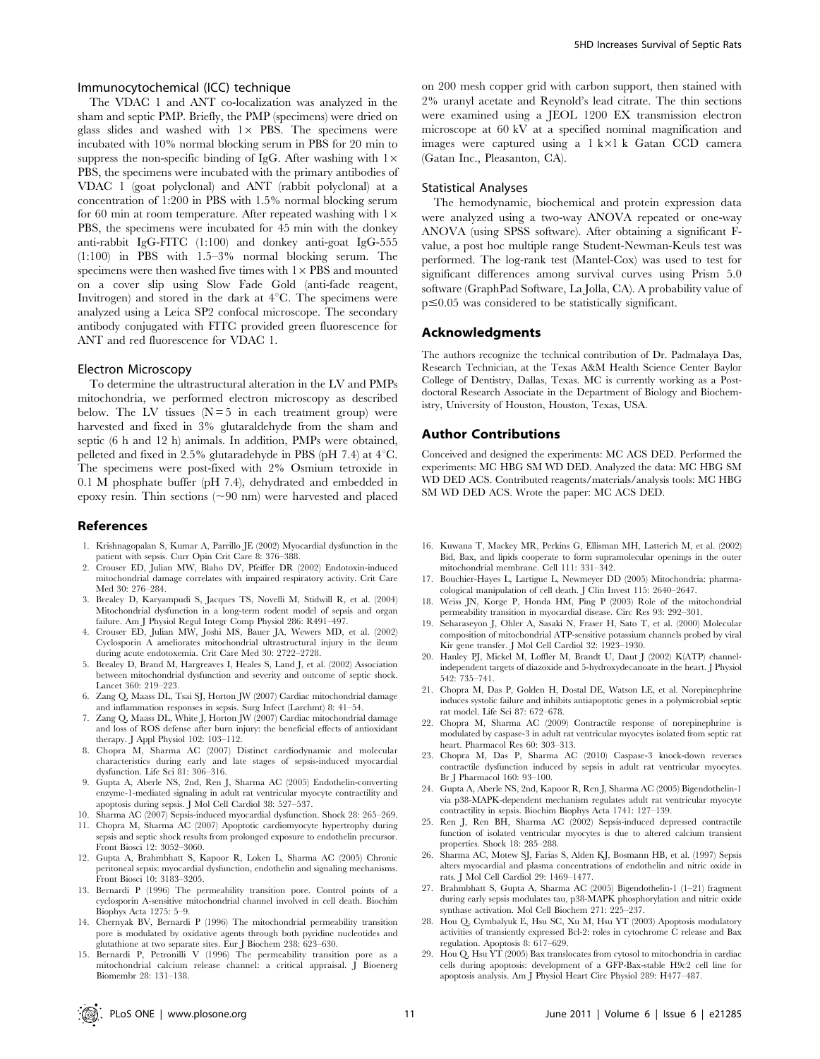### Immunocytochemical (ICC) technique

The VDAC 1 and ANT co-localization was analyzed in the sham and septic PMP. Briefly, the PMP (specimens) were dried on glass slides and washed with 1× PBS. The specimens were incubated with 10% normal blocking serum in PBS for 20 min to suppress the non-specific binding of IgG. After washing with 1× PBS, the specimens were incubated with the primary antibodies of VDAC 1 (goat polyclonal) and ANT (rabbit polyclonal) at a concentration of 1:200 in PBS with 1.5% normal blocking serum for 60 min at room temperature. After repeated washing with 1× PBS, the specimens were incubated for 45 min with the donkey anti-rabbit IgG-FITC (1:100) and donkey anti-goat IgG-555 (1:100) in PBS with 1.5–3% normal blocking serum. The specimens were then washed five times with 1× PBS and mounted on a cover slip using Slow Fade Gold (anti-fade reagent, Invitrogen) and stored in the dark at 4°C. The specimens were analyzed using a Leica SP2 confocal microscope. The secondary antibody conjugated with FITC provided green fluorescence for ANT and red fluorescence for VDAC 1.

### Electron Microscopy

To determine the ultrastructural alteration in the LV and PMPs mitochondria, we performed electron microscopy as described below. The LV tissues (N = 5 in each treatment group) were harvested and fixed in 3% glutaraldehyde from the sham and septic (6 h and 12 h) animals. In addition, PMPs were obtained, pelleted and fixed in 2.5% glutaradehyde in PBS (pH 7.4) at 4°C. The specimens were post-fixed with 2% Osmium tetroxide in 0.1 M phosphate buffer (pH 7.4), dehydrated and embedded in epoxy resin. Thin sections (~90 nm) were harvested and placed on 200 mesh copper grid with carbon support, then stained with 2% uranyl acetate and Reynold's lead citrate. The thin sections were examined using a JEOL 1200 EX transmission electron microscope at 60 kV at a specified nominal magnification and images were captured using a 1 k×1 k Gatan CCD camera (Gatan Inc., Pleasanton, CA).

### Statistical Analyses

The hemodynamic, biochemical and protein expression data were analyzed using a two-way ANOVA repeated or one-way ANOVA (using SPSS software). After obtaining a significant F-value, a post hoc multiple range Student-Newman-Keuls test was performed. The log-rank test (Mantel-Cox) was used to test for significant differences among survival curves using Prism 5.0 software (GraphPad Software, La Jolla, CA). A probability value of $p \leq 0.05$ was considered to be statistically significant.

## Acknowledgments

The authors recognize the technical contribution of Dr. Padmalaya Das, Research Technician, at the Texas A&M Health Science Center Baylor College of Dentistry, Dallas, Texas. MC is currently working as a Post-doctoral Research Associate in the Department of Biology and Biochemistry, University of Houston, Houston, Texas, USA.

## Author Contributions

Conceived and designed the experiments: MC ACS DED. Performed the experiments: MC HBG SM WD DED. Analyzed the data: MC HBG SM WD DED ACS. Contributed reagents/materials/analysis tools: MC HBG SM WD DED ACS. Wrote the paper: MC ACS DED.

## References

1. Krishnagopalan S, Kumar A, Parrillo JE (2002) Myocardial dysfunction in the patient with sepsis. Curr Opin Crit Care 8: 376–388.
2. Crouser ED, Julian MW, Blaho DV, Pfeiffer DR (2002) Endotoxin-induced mitochondrial damage correlates with impaired respiratory activity. Crit Care Med 30: 276–284.
3. Brealey D, Karyampudi S, Jacques TS, Novelli M, Stidwill R, et al. (2004) Mitochondrial dysfunction in a long-term rodent model of sepsis and organ failure. Am J Physiol Regul Integr Comp Physiol 286: R491–497.
4. Crouser ED, Julian MW, Joshi MS, Bauer JA, Wewers MD, et al. (2002) Cyclosporin A ameliorates mitochondrial ultrastructural injury in the ileum during acute endotoxemia. Crit Care Med 30: 2722–2728.
5. Brealey D, Brand M, Hargreaves I, Heales S, Land J, et al. (2002) Association between mitochondrial dysfunction and severity and outcome of septic shock. Lancet 360: 219–223.
6. Zang Q, Maass DL, Tsai SJ, Horton JW (2007) Cardiac mitochondrial damage and inflammation responses in sepsis. Surg Infect (Larchmt) 8: 41–54.
7. Zang Q, Maass DL, White J, Horton JW (2007) Cardiac mitochondrial damage and loss of ROS defense after burn injury: the beneficial effects of antioxidant therapy. J Appl Physiol 102: 103–112.
8. Chopra M, Sharma AC (2007) Distinct cardiodynamic and molecular characteristics during early and late stages of sepsis-induced myocardial dysfunction. Life Sci 81: 306–316.
9. Gupta A, Aberle NS, 2nd, Ren J, Sharma AC (2005) Endothelin-converting enzyme-1-mediated signaling in adult rat ventricular myocyte contractility and apoptosis during sepsis. J Mol Cell Cardiol 38: 527–537.
10. Sharma AC (2007) Sepsis-induced myocardial dysfunction. Shock 28: 265–269.
11. Chopra M, Sharma AC (2007) Apoptotic cardiomyocyte hypertrophy during sepsis and septic shock results from prolonged exposure to endothelin precursor. Front Biosci 12: 3052–3060.
12. Gupta A, Brahmbhatt S, Kapoor R, Loken L, Sharma AC (2005) Chronic peritoneal sepsis: myocardial dysfunction, endothelin and signaling mechanisms. Front Biosci 10: 3183–3205.
13. Bernardi P (1996) The permeability transition pore. Control points of a cyclosporin A-sensitive mitochondrial channel involved in cell death. Biochim Biophys Acta 1275: 5–9.
14. Chernyak BV, Bernardi P (1996) The mitochondrial permeability transition pore is modulated by oxidative agents through both pyridine nucleotides and glutathione at two separate sites. Eur J Biochem 238: 623–630.
15. Bernardi P, Petronilli V (1996) The permeability transition pore as a mitochondrial calcium release channel: a critical appraisal. J Bioenerg Biomembr 28: 131–138.
16. Kuwana T, Mackey MR, Perkins G, Ellisman MH, Latterich M, et al. (2002) Bid, Bax, and lipids cooperate to form supramolecular openings in the outer mitochondrial membrane. Cell 111: 331–342.
17. Bouchier-Hayes L, Lartigue L, Newmeyer DD (2005) Mitochondria: pharmacological manipulation of cell death. J Clin Invest 115: 2640–2647.
18. Weiss JN, Korge P, Honda HM, Ping P (2003) Role of the mitochondrial permeability transition in myocardial disease. Circ Res 93: 292–301.
19. Seharaseyon J, Ohler A, Sasaki N, Fraser H, Sato T, et al. (2000) Molecular composition of mitochondrial ATP-sensitive potassium channels probed by viral Kir gene transfer. J Mol Cell Cardiol 32: 1923–1930.
20. Hanley PJ, Mickel M, Loffler M, Brandt U, Daut J (2002) K(ATP) channel-independent targets of diazoxide and 5-hydroxydecanoate in the heart. J Physiol 542: 735–741.
21. Chopra M, Das P, Golden H, Dostal DE, Watson LE, et al. Norepinephrine induces systolic failure and inhibits antiapoptotic genes in a polymicrobial septic rat model. Life Sci 87: 672–678.
22. Chopra M, Sharma AC (2009) Contractile response of norepinephrine is modulated by caspase-3 in adult rat ventricular myocytes isolated from septic rat heart. Pharmacol Res 60: 303–313.
23. Chopra M, Das P, Sharma AC (2010) Caspase-3 knock-down reverses contractile dysfunction induced by sepsis in adult rat ventricular myocytes. Br J Pharmacol 160: 93–100.
24. Gupta A, Aberle NS, 2nd, Kapoor R, Ren J, Sharma AC (2005) Bigendothelin-1 via p38-MAPK-dependent mechanism regulates adult rat ventricular myocyte contractility in sepsis. Biochim Biophys Acta 1741: 127–139.
25. Ren J, Ren BH, Sharma AC (2002) Sepsis-induced depressed contractile function of isolated ventricular myocytes is due to altered calcium transient properties. Shock 18: 285–288.
26. Sharma AC, Motew SJ, Farias S, Alden KJ, Bosmann HB, et al. (1997) Sepsis alters myocardial and plasma concentrations of endothelin and nitric oxide in rats. J Mol Cell Cardiol 29: 1469–1477.
27. Brahmbhatt S, Gupta A, Sharma AC (2005) Bigendothelin-1 (1–21) fragment during early sepsis modulates tau, p38-MAPK phosphorylation and nitric oxide synthase activation. Mol Cell Biochem 271: 225–237.
28. Hou Q, Cymbalyuk E, Hsu SC, Xu M, Hsu YT (2003) Apoptosis modulatory activities of transiently expressed Bcl-2: roles in cytochrome C release and Bax regulation. Apoptosis 8: 617–629.
29. Hou Q, Hsu YT (2005) Bax translocates from cytosol to mitochondria in cardiac cells during apoptosis: development of a GFP-Bax-stable H9c2 cell line for apoptosis analysis. Am J Physiol Heart Circ Physiol 289: H477–487.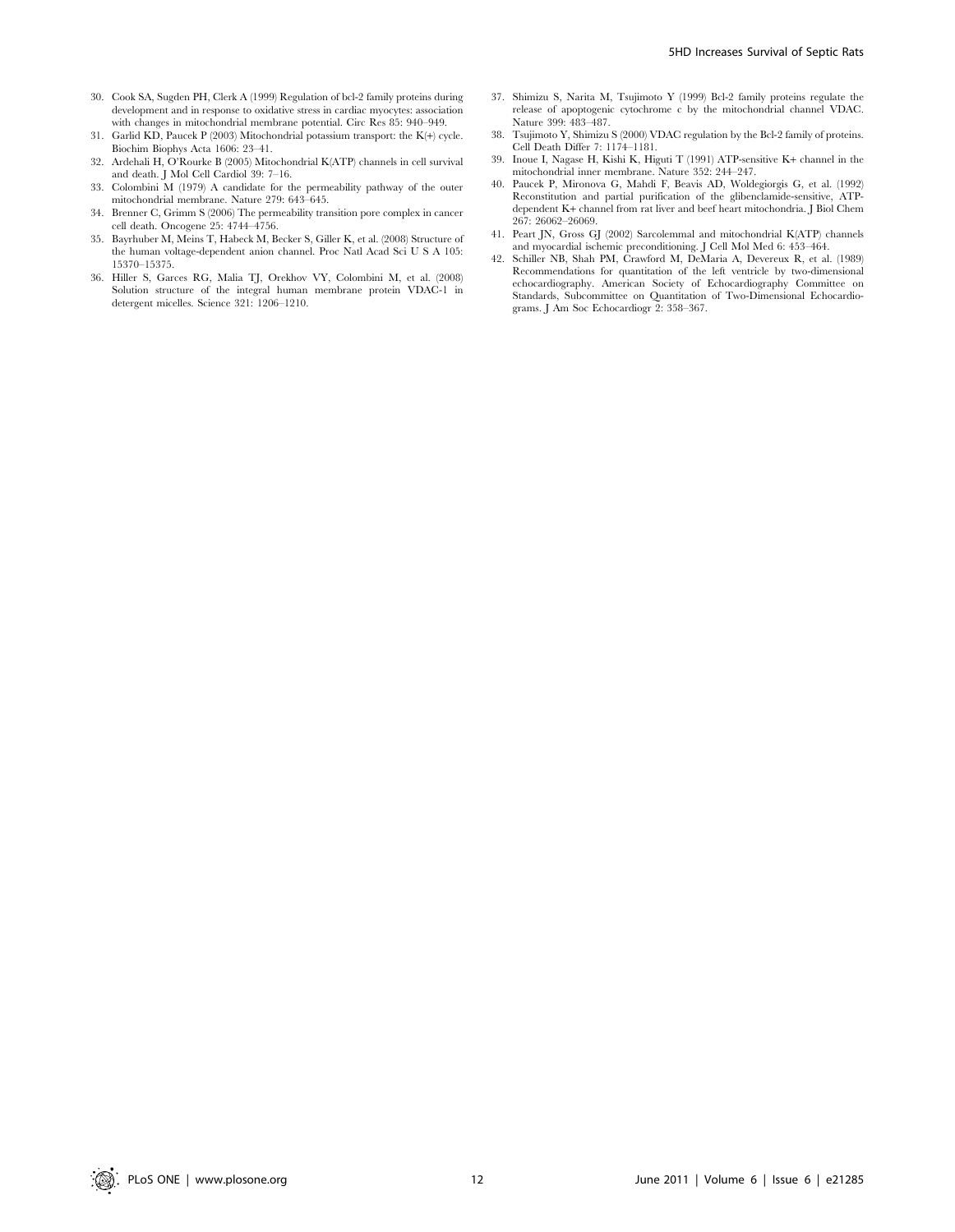30. Cook SA, Sugden PH, Clerk A (1999) Regulation of bcl-2 family proteins during development and in response to oxidative stress in cardiac myocytes: association with changes in mitochondrial membrane potential. Circ Res 85: 940–949.
31. Garlid KD, Paucek P (2003) Mitochondrial potassium transport: the K(+) cycle. Biochim Biophys Acta 1606: 23–41.
32. Ardehali H, O'Rourke B (2005) Mitochondrial K(ATP) channels in cell survival and death. J Mol Cell Cardiol 39: 7–16.
33. Colombini M (1979) A candidate for the permeability pathway of the outer mitochondrial membrane. Nature 279: 643–645.
34. Brenner C, Grimm S (2006) The permeability transition pore complex in cancer cell death. Oncogene 25: 4744–4756.
35. Bayrhuber M, Meins T, Habeck M, Becker S, Giller K, et al. (2008) Structure of the human voltage-dependent anion channel. Proc Natl Acad Sci U S A 105: 15370–15375.
36. Hiller S, Garces RG, Malia TJ, Orekhov VY, Colombini M, et al. (2008) Solution structure of the integral human membrane protein VDAC-1 in detergent micelles. Science 321: 1206–1210.
37. Shimizu S, Narita M, Tsujimoto Y (1999) Bcl-2 family proteins regulate the release of apoptogenic cytochrome c by the mitochondrial channel VDAC. Nature 399: 483–487.
38. Tsujimoto Y, Shimizu S (2000) VDAC regulation by the Bcl-2 family of proteins. Cell Death Differ 7: 1174–1181.
39. Inoue I, Nagase H, Kishi K, Higuti T (1991) ATP-sensitive K+ channel in the mitochondrial inner membrane. Nature 352: 244–247.
40. Paucek P, Mironova G, Mahdi F, Beavis AD, Woldegiorgis G, et al. (1992) Reconstitution and partial purification of the glibenclamide-sensitive, ATP-dependent K+ channel from rat liver and beef heart mitochondria. J Biol Chem 267: 26062–26069.
41. Peart JN, Gross GJ (2002) Sarcolemmal and mitochondrial K(ATP) channels and myocardial ischemic preconditioning. J Cell Mol Med 6: 453–464.
42. Schiller NB, Shah PM, Crawford M, DeMaria A, Devereux R, et al. (1989) Recommendations for quantitation of the left ventricle by two-dimensional echocardiography. American Society of Echocardiography Committee on Standards, Subcommittee on Quantitation of Two-Dimensional Echocardiograms. J Am Soc Echocardiogr 2: 358–367.